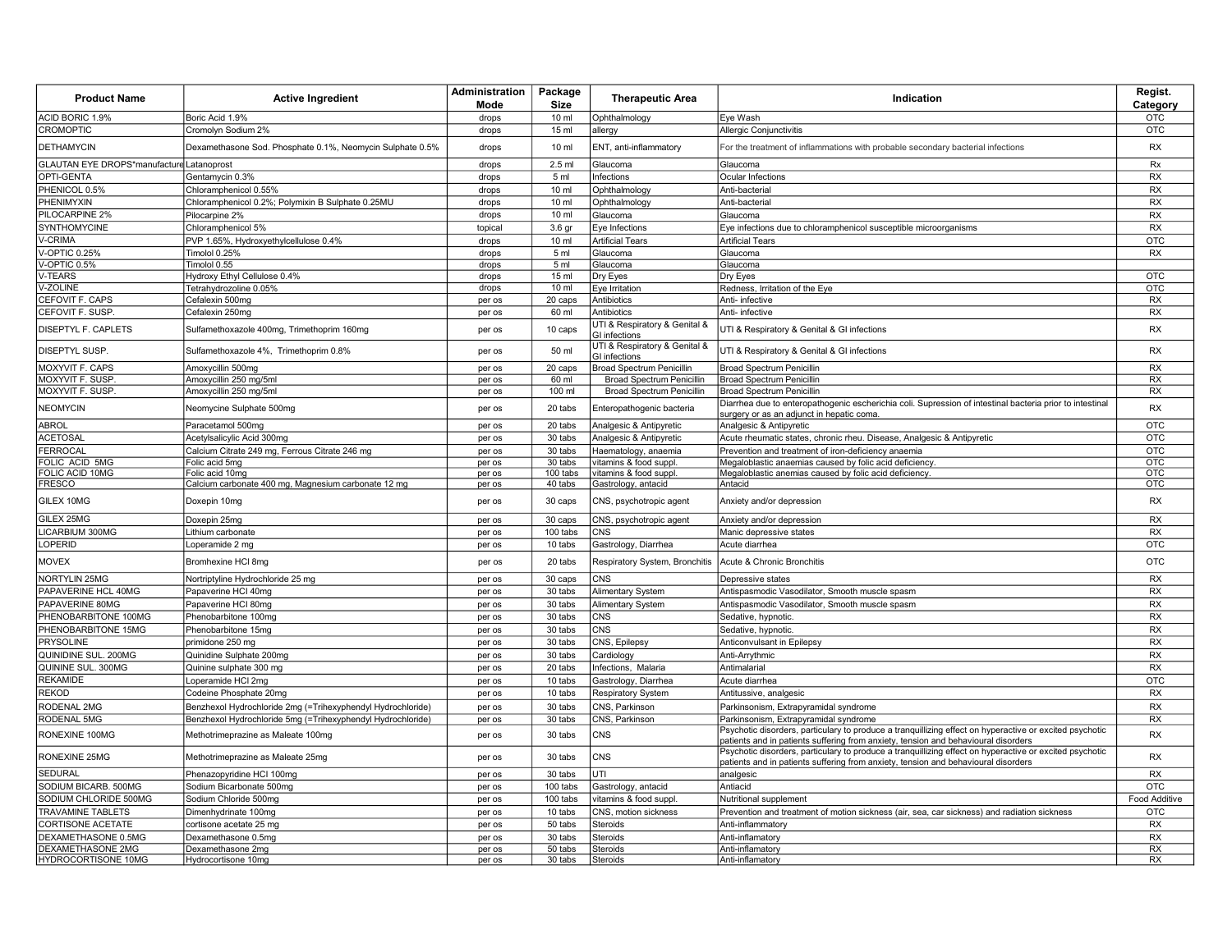| Product Name | Active Ingredient | Administration Mode | Package Size | Therapeutic Area | Indication | Regist. Category |
|---|---|---|---|---|---|---|
| ACID BORIC 1.9% | Boric Acid 1.9% | drops | 10 ml | Ophthalmology | Eye Wash | OTC |
| CROMOPTIC | Cromolyn Sodium 2% | drops | 15 ml | allergy | Allergic Conjunctivitis | OTC |
| DETHAMYCIN | Dexamethasone Sod. Phosphate 0.1%, Neomycin Sulphate 0.5% | drops | 10 ml | ENT, anti-inflammatory | For the treatment of inflammations with probable secondary bacterial infections | RX |
| GLAUTAN EYE DROPS*manufacture | Latanoprost | drops | 2.5 ml | Glaucoma | Glaucoma | Rx |
| OPTI-GENTA | Gentamycin 0.3% | drops | 5 ml | Infections | Ocular Infections | RX |
| PHENICOL 0.5% | Chloramphenicol 0.55% | drops | 10 ml | Ophthalmology | Anti-bacterial | RX |
| PHENIMYXIN | Chloramphenicol 0.2%; Polymixin B Sulphate 0.25MU | drops | 10 ml | Ophthalmology | Anti-bacterial | RX |
| PILOCARPINE 2% | Pilocarpine 2% | drops | 10 ml | Glaucoma | Glaucoma | RX |
| SYNTHOMYCINE | Chloramphenicol 5% | topical | 3.6 gr | Eye Infections | Eye infections due to chloramphenicol susceptible microorganisms | RX |
| V-CRIMA | PVP 1.65%, Hydroxyethylcellulose 0.4% | drops | 10 ml | Artificial Tears | Artificial Tears | OTC |
| V-OPTIC 0.25% | Timolol 0.25% | drops | 5 ml | Glaucoma | Glaucoma | RX |
| V-OPTIC 0.5% | Timolol 0.55 | drops | 5 ml | Glaucoma | Glaucoma | |
| V-TEARS | Hydroxy Ethyl Cellulose 0.4% | drops | 15 ml | Dry Eyes | Dry Eyes | OTC |
| V-ZOLINE | Tetrahydrozoline 0.05% | drops | 10 ml | Eye Irritation | Redness, Irritation of the Eye | OTC |
| CEFOVIT F. CAPS | Cefalexin 500mg | per os | 20 caps | Antibiotics | Anti- infective | RX |
| CEFOVIT F. SUSP. | Cefalexin 250mg | per os | 60 ml | Antibiotics | Anti- infective | RX |
| DISEPTYL F. CAPLETS | Sulfamethoxazole 400mg, Trimethoprim 160mg | per os | 10 caps | UTI & Respiratory & Genital & GI infections | UTI & Respiratory & Genital & GI infections | RX |
| DISEPTYL SUSP. | Sulfamethoxazole 4%, Trimethoprim 0.8% | per os | 50 ml | UTI & Respiratory & Genital & GI infections | UTI & Respiratory & Genital & GI infections | RX |
| MOXYVIT F. CAPS | Amoxycillin 500mg | per os | 20 caps | Broad Spectrum Penicillin | Broad Spectrum Penicillin | RX |
| MOXYVIT F. SUSP. | Amoxycillin 250 mg/5ml | per os | 60 ml | Broad Spectrum Penicillin | Broad Spectrum Penicillin | RX |
| MOXYVIT F. SUSP. | Amoxycillin 250 mg/5ml | per os | 100 ml | Broad Spectrum Penicillin | Broad Spectrum Penicillin | RX |
| NEOMYCIN | Neomycine Sulphate 500mg | per os | 20 tabs | Enteropathogenic bacteria | Diarrhea due to enteropathogenic escherichia coli. Supression of intestinal bacteria prior to intestinal surgery or as an adjunct in hepatic coma. | RX |
| ABROL | Paracetamol 500mg | per os | 20 tabs | Analgesic & Antipyretic | Analgesic & Antipyretic | OTC |
| ACETOSAL | Acetylsalicylic Acid 300mg | per os | 30 tabs | Analgesic & Antipyretic | Acute rheumatic states, chronic rheu. Disease, Analgesic & Antipyretic | OTC |
| FERROCAL | Calcium Citrate 249 mg, Ferrous Citrate 246 mg | per os | 30 tabs | Haematology, anaemia | Prevention and treatment of iron-deficiency anaemia | OTC |
| FOLIC ACID 5MG | Folic acid 5mg | per os | 30 tabs | vitamins & food suppl. | Megaloblastic anaemias caused by folic acid deficiency. | OTC |
| FOLIC ACID 10MG | Folic acid 10mg | per os | 100 tabs | vitamins & food suppl. | Megaloblastic anemias caused by folic acid deficiency. | OTC |
| FRESCO | Calcium carbonate 400 mg, Magnesium carbonate 12 mg | per os | 40 tabs | Gastrology, antacid | Antacid | OTC |
| GILEX 10MG | Doxepin 10mg | per os | 30 caps | CNS, psychotropic agent | Anxiety and/or depression | RX |
| GILEX 25MG | Doxepin 25mg | per os | 30 caps | CNS, psychotropic agent | Anxiety and/or depression | RX |
| LICARBIUM 300MG | Lithium carbonate | per os | 100 tabs | CNS | Manic depressive states | RX |
| LOPERID | Loperamide 2 mg | per os | 10 tabs | Gastrology, Diarrhea | Acute diarrhea | OTC |
| MOVEX | Bromhexine HCl 8mg | per os | 20 tabs | Respiratory System, Bronchitis | Acute & Chronic Bronchitis | OTC |
| NORTYLIN 25MG | Nortriptyline Hydrochloride 25 mg | per os | 30 caps | CNS | Depressive states | RX |
| PAPAVERINE HCL 40MG | Papaverine HCl 40mg | per os | 30 tabs | Alimentary System | Antispasmodic Vasodilator, Smooth muscle spasm | RX |
| PAPAVERINE 80MG | Papaverine HCl 80mg | per os | 30 tabs | Alimentary System | Antispasmodic Vasodilator, Smooth muscle spasm | RX |
| PHENOBARBITONE 100MG | Phenobarbitone 100mg | per os | 30 tabs | CNS | Sedative, hypnotic. | RX |
| PHENOBARBITONE 15MG | Phenobarbitone 15mg | per os | 30 tabs | CNS | Sedative, hypnotic. | RX |
| PRYSOLINE | primidone 250 mg | per os | 30 tabs | CNS, Epilepsy | Anticonvulsant in Epilepsy | RX |
| QUINIDINE SUL. 200MG | Quinidine Sulphate 200mg | per os | 30 tabs | Cardiology | Anti-Arrythmic | RX |
| QUININE SUL. 300MG | Quinine sulphate 300 mg | per os | 20 tabs | Infections, Malaria | Antimalarial | RX |
| REKAMIDE | Loperamide HCl 2mg | per os | 10 tabs | Gastrology, Diarrhea | Acute diarrhea | OTC |
| REKOD | Codeine Phosphate 20mg | per os | 10 tabs | Respiratory System | Antitussive, analgesic | RX |
| RODENAL 2MG | Benzhexol Hydrochloride 2mg (=Trihexyphendyl Hydrochloride) | per os | 30 tabs | CNS, Parkinson | Parkinsonism, Extrapyramidal syndrome | RX |
| RODENAL 5MG | Benzhexol Hydrochloride 5mg (=Trihexyphendyl Hydrochloride) | per os | 30 tabs | CNS, Parkinson | Parkinsonism, Extrapyramidal syndrome | RX |
| RONEXINE 100MG | Methotrimeprazine as Maleate 100mg | per os | 30 tabs | CNS | Psychotic disorders, particulary to produce a tranquillizing effect on hyperactive or excited psychotic patients and in patients suffering from anxiety, tension and behavioural disorders | RX |
| RONEXINE 25MG | Methotrimeprazine as Maleate 25mg | per os | 30 tabs | CNS | Psychotic disorders, particulary to produce a tranquillizing effect on hyperactive or excited psychotic patients and in patients suffering from anxiety, tension and behavioural disorders | RX |
| SEDURAL | Phenazopyridine HCl 100mg | per os | 30 tabs | UTI | analgesic | RX |
| SODIUM BICARB. 500MG | Sodium Bicarbonate 500mg | per os | 100 tabs | Gastrology, antacid | Antiacid | OTC |
| SODIUM CHLORIDE 500MG | Sodium Chloride 500mg | per os | 100 tabs | vitamins & food suppl. | Nutritional supplement | Food Additive |
| TRAVAMINE TABLETS | Dimenhydrinate 100mg | per os | 10 tabs | CNS, motion sickness | Prevention and treatment of motion sickness (air, sea, car sickness) and radiation sickness | OTC |
| CORTISONE ACETATE | cortisone acetate 25 mg | per os | 50 tabs | Steroids | Anti-inflammatory | RX |
| DEXAMETHASONE 0.5MG | Dexamethasone 0.5mg | per os | 30 tabs | Steroids | Anti-inflamatory | RX |
| DEXAMETHASONE 2MG | Dexamethasone 2mg | per os | 50 tabs | Steroids | Anti-inflamatory | RX |
| HYDROCORTISONE 10MG | Hydrocortisone 10mg | per os | 30 tabs | Steroids | Anti-inflamatory | RX |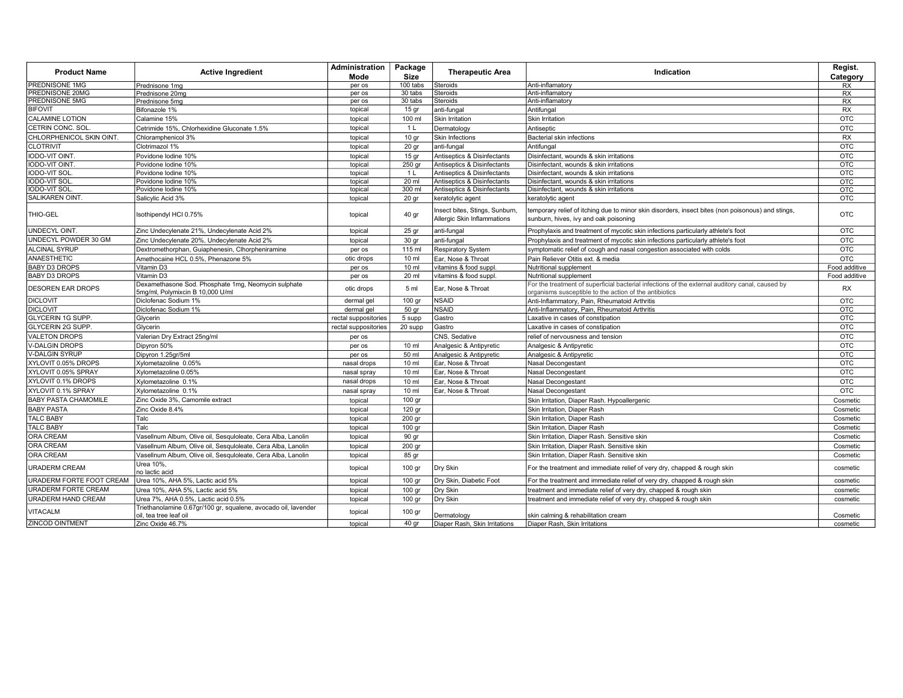| Product Name | Active Ingredient | Administration Mode | Package Size | Therapeutic Area | Indication | Regist. Category |
| --- | --- | --- | --- | --- | --- | --- |
| PREDNISONE 1MG | Prednisone 1mg | per os | 100 tabs | Steroids | Anti-inflamatory | RX |
| PREDNISONE 20MG | Prednisone 20mg | per os | 30 tabs | Steroids | Anti-inflamatory | RX |
| PREDNISONE 5MG | Prednisone 5mg | per os | 30 tabs | Steroids | Anti-inflamatory | RX |
| BIFOVIT | Bifonazole 1% | topical | 15 gr | anti-fungal | Antifungal | RX |
| CALAMINE LOTION | Calamine 15% | topical | 100 ml | Skin Irritation | Skin Irritation | OTC |
| CETRIN CONC. SOL. | Cetrimide 15%, Chlorhexidine Gluconate 1.5% | topical | 1 L | Dermatology | Antiseptic | OTC |
| CHLORPHENICOL SKIN OINT. | Chloramphenicol 3% | topical | 10 gr | Skin Infections | Bacterial skin infections | RX |
| CLOTRIVIT | Clotrimazol 1% | topical | 20 gr | anti-fungal | Antifungal | OTC |
| IODO-VIT OINT. | Povidone Iodine 10% | topical | 15 gr | Antiseptics & Disinfectants | Disinfectant, wounds & skin irritations | OTC |
| IODO-VIT OINT. | Povidone Iodine 10% | topical | 250 gr | Antiseptics & Disinfectants | Disinfectant, wounds & skin irritations | OTC |
| IODO-VIT SOL. | Povidone Iodine 10% | topical | 1 L | Antiseptics & Disinfectants | Disinfectant, wounds & skin irritations | OTC |
| IODO-VIT SOL. | Povidone Iodine 10% | topical | 20 ml | Antiseptics & Disinfectants | Disinfectant, wounds & skin irritations | OTC |
| IODO-VIT SOL. | Povidone Iodine 10% | topical | 300 ml | Antiseptics & Disinfectants | Disinfectant, wounds & skin irritations | OTC |
| SALIKAREN OINT. | Salicylic Acid 3% | topical | 20 gr | keratolytic agent | keratolytic agent | OTC |
| THIO-GEL | Isothipendyl HCl 0.75% | topical | 40 gr | Insect bites, Stings, Sunburn, Allergic Skin Inflammations | temporary relief of itching due to minor skin disorders, insect bites (non poisonous) and stings, sunburn, hives, ivy and oak poisoning | OTC |
| UNDECYL OINT. | Zinc Undecylenate 21%, Undecylenate Acid 2% | topical | 25 gr | anti-fungal | Prophylaxis and treatment of mycotic skin infections particularly athlete's foot | OTC |
| UNDECYL POWDER 30 GM | Zinc Undecylenate 20%, Undecylenate Acid 2% | topical | 30 gr | anti-fungal | Prophylaxis and treatment of mycotic skin infections particularly athlete's foot | OTC |
| ALCINAL SYRUP | Dextromethorphan, Guiaphenesin, Clhorpheniramine | per os | 115 ml | Respiratory System | symptomatic relief of cough and nasal congestion associated with colds | OTC |
| ANAESTHETIC | Amethocaine HCL 0.5%, Phenazone 5% | otic drops | 10 ml | Ear, Nose & Throat | Pain Reliever Otitis ext. & media | OTC |
| BABY D3 DROPS | Vitamin D3 | per os | 10 ml | vitamins & food suppl. | Nutritional supplement | Food additive |
| BABY D3 DROPS | Vitamin D3 | per os | 20 ml | vitamins & food suppl. | Nutritional supplement | Food additive |
| DESOREN EAR DROPS | Dexamethasone Sod. Phosphate 1mg, Neomycin sulphate 5mg/ml, Polymixcin B 10,000 U/ml | otic drops | 5 ml | Ear, Nose & Throat | For the treatment of superficial bacterial infections of the external auditory canal, caused by organisms susceptible to the action of the antibiotics | RX |
| DICLOVIT | Diclofenac Sodium 1% | dermal gel | 100 gr | NSAID | Anti-Inflammatory, Pain, Rheumatoid Arthritis | OTC |
| DICLOVIT | Diclofenac Sodium 1% | dermal gel | 50 gr | NSAID | Anti-Inflammatory, Pain, Rheumatoid Arthritis | OTC |
| GLYCERIN 1G SUPP. | Glycerin | rectal suppositories | 5 supp | Gastro | Laxative in cases of constipation | OTC |
| GLYCERIN 2G SUPP. | Glycerin | rectal suppositories | 20 supp | Gastro | Laxative in cases of constipation | OTC |
| VALETON DROPS | Valerian Dry Extract 25ng/ml | per os | | CNS, Sedative | relief of nervousness and tension | OTC |
| V-DALGIN DROPS | Dipyron 50% | per os | 10 ml | Analgesic & Antipyretic | Analgesic & Antipyretic | OTC |
| V-DALGIN SYRUP | Dipyron 1.25gr/5ml | per os | 50 ml | Analgesic & Antipyretic | Analgesic & Antipyretic | OTC |
| XYLOVIT 0.05% DROPS | Xylometazoline 0.05% | nasal drops | 10 ml | Ear, Nose & Throat | Nasal Decongestant | OTC |
| XYLOVIT 0.05% SPRAY | Xylometazoline 0.05% | nasal spray | 10 ml | Ear, Nose & Throat | Nasal Decongestant | OTC |
| XYLOVIT 0.1% DROPS | Xylometazoline 0.1% | nasal drops | 10 ml | Ear, Nose & Throat | Nasal Decongestant | OTC |
| XYLOVIT 0.1% SPRAY | Xylometazoline 0.1% | nasal spray | 10 ml | Ear, Nose & Throat | Nasal Decongestant | OTC |
| BABY PASTA CHAMOMILE | Zinc Oxide 3%, Camomile extract | topical | 100 gr | | Skin Irritation, Diaper Rash. Hypoallergenic | Cosmetic |
| BABY PASTA | Zinc Oxide 8.4% | topical | 120 gr | | Skin Irritation, Diaper Rash | Cosmetic |
| TALC BABY | Talc | topical | 200 gr | | Skin Irritation, Diaper Rash | Cosmetic |
| TALC BABY | Talc | topical | 100 gr | | Skin Irritation, Diaper Rash | Cosmetic |
| ORA CREAM | Vasellnum Album, Olive oil, Sesquloleate, Cera Alba, Lanolin | topical | 90 gr | | Skin Irritation, Diaper Rash. Sensitive skin | Cosmetic |
| ORA CREAM | Vasellnum Album, Olive oil, Sesquloleate, Cera Alba, Lanolin | topical | 200 gr | | Skin Irritation, Diaper Rash. Sensitive skin | Cosmetic |
| ORA CREAM | Vasellnum Album, Olive oil, Sesquloleate, Cera Alba, Lanolin | topical | 85 gr | | Skin Irritation, Diaper Rash. Sensitive skin | Cosmetic |
| URADERM CREAM | Urea 10%, no lactic acid | topical | 100 gr | Dry Skin | For the treatment and immediate relief of very dry, chapped & rough skin | cosmetic |
| URADERM FORTE FOOT CREAM | Urea 10%, AHA 5%, Lactic acid 5% | topical | 100 gr | Dry Skin, Diabetic Foot | For the treatment and immediate relief of very dry, chapped & rough skin | cosmetic |
| URADERM FORTE CREAM | Urea 10%, AHA 5%, Lactic acid 5% | topical | 100 gr | Dry Skin | treatment and immediate relief of very dry, chapped & rough skin | cosmetic |
| URADERM HAND CREAM | Urea 7%, AHA 0.5%, Lactic acid 0.5% | topical | 100 gr | Dry Skin | treatment and immediate relief of very dry, chapped & rough skin | cosmetic |
| VITACALM | Triethanolamine 0.67gr/100 gr, squalene, avocado oil, lavender oil, tea tree leaf oil | topical | 100 gr | Dermatology | skin calming & rehabilitation cream | Cosmetic |
| ZINCOD OINTMENT | Zinc Oxide 46.7% | topical | 40 gr | Diaper Rash, Skin Irritations | Diaper Rash, Skin Irritations | cosmetic |